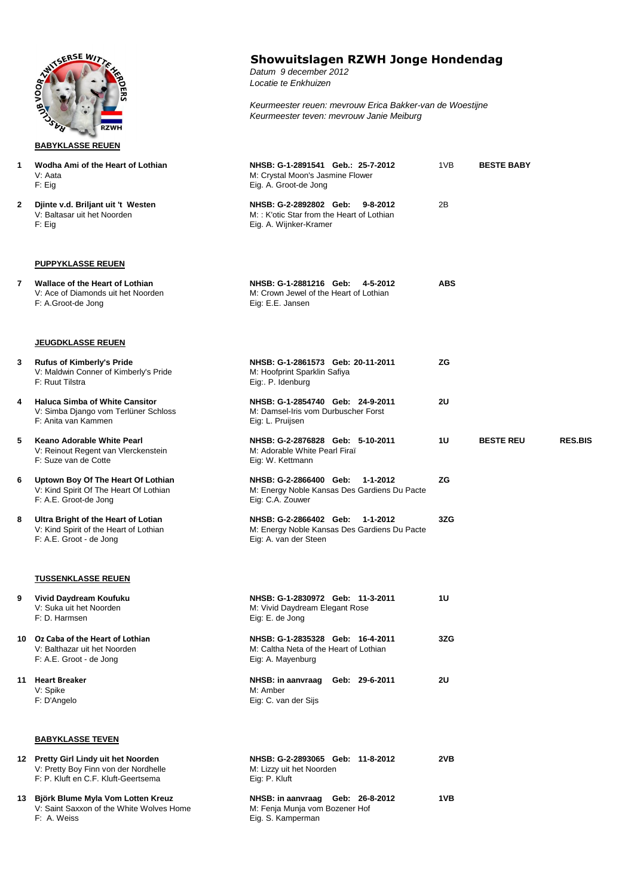# Showuitslagen RZWH Jonge Hondendag

*Datum 9 december 2012*
*Locatie te Enkhuizen*

*Keurmeester reuen: mevrouw Erica Bakker-van de Woestijne*
*Keurmeester teven: mevrouw Janie Meiburg*

## BABYKLASSE REUEN

| Nr | Hond | Registratie | Resultaat | Titel | |
|---|---|---|---|---|---|
| 1 | **Wodha Ami of the Heart of Lothian**<br>V: Aata<br>F: Eig | **NHSB: G-1-2891541 Geb.: 25-7-2012**<br>M: Crystal Moon's Jasmine Flower<br>Eig. A. Groot-de Jong | 1VB | **BESTE BABY** | |
| 2 | **Djinte v.d. Briljant uit 't Westen**<br>V: Baltasar uit het Noorden<br>F: Eig | **NHSB: G-2-2892802 Geb: 9-8-2012**<br>M: : K'otic Star from the Heart of Lothian<br>Eig. A. Wijnker-Kramer | 2B | | |

## PUPPYKLASSE REUEN

| Nr | Hond | Registratie | Resultaat | Titel | |
|---|---|---|---|---|---|
| 7 | **Wallace of the Heart of Lothian**<br>V: Ace of Diamonds uit het Noorden<br>F: A.Groot-de Jong | **NHSB: G-1-2881216 Geb: 4-5-2012**<br>M: Crown Jewel of the Heart of Lothian<br>Eig: E.E. Jansen | **ABS** | | |

## JEUGDKLASSE REUEN

| Nr | Hond | Registratie | Resultaat | Titel | |
|---|---|---|---|---|---|
| 3 | **Rufus of Kimberly's Pride**<br>V: Maldwin Conner of Kimberly's Pride<br>F: Ruut Tilstra | **NHSB: G-1-2861573 Geb: 20-11-2011**<br>M: Hoofprint Sparklin Safiya<br>Eig:. P. Idenburg | **ZG** | | |
| 4 | **Haluca Simba of White Cansitor**<br>V: Simba Django vom Terlüner Schloss<br>F: Anita van Kammen | **NHSB: G-1-2854740 Geb: 24-9-2011**<br>M: Damsel-Iris vom Durbuscher Forst<br>Eig: L. Pruijsen | **2U** | | |
| 5 | **Keano Adorable White Pearl**<br>V: Reinout Regent van Vlerckenstein<br>F: Suze van de Cotte | **NHSB: G-2-2876828 Geb: 5-10-2011**<br>M: Adorable White Pearl Firaï<br>Eig: W. Kettmann | **1U** | **BESTE REU** | **RES.BIS** |
| 6 | **Uptown Boy Of The Heart Of Lothian**<br>V: Kind Spirit Of The Heart Of Lothian<br>F: A.E. Groot-de Jong | **NHSB: G-2-2866400 Geb: 1-1-2012**<br>M: Energy Noble Kansas Des Gardiens Du Pacte<br>Eig: C.A. Zouwer | **ZG** | | |
| 8 | **Ultra Bright of the Heart of Lotian**<br>V: Kind Spirit of the Heart of Lothian<br>F: A.E. Groot - de Jong | **NHSB: G-2-2866402 Geb: 1-1-2012**<br>M: Energy Noble Kansas Des Gardiens Du Pacte<br>Eig: A. van der Steen | **3ZG** | | |

## TUSSENKLASSE REUEN

| Nr | Hond | Registratie | Resultaat | Titel | |
|---|---|---|---|---|---|
| 9 | **Vivid Daydream Koufuku**<br>V: Suka uit het Noorden<br>F: D. Harmsen | **NHSB: G-1-2830972 Geb: 11-3-2011**<br>M: Vivid Daydream Elegant Rose<br>Eig: E. de Jong | **1U** | | |
| 10 | **Oz Caba of the Heart of Lothian**<br>V: Balthazar uit het Noorden<br>F: A.E. Groot - de Jong | **NHSB: G-1-2835328 Geb: 16-4-2011**<br>M: Caltha Neta of the Heart of Lothian<br>Eig: A. Mayenburg | **3ZG** | | |
| 11 | **Heart Breaker**<br>V: Spike<br>F: D'Angelo | **NHSB: in aanvraag Geb: 29-6-2011**<br>M: Amber<br>Eig: C. van der Sijs | **2U** | | |

## BABYKLASSE TEVEN

| Nr | Hond | Registratie | Resultaat | Titel | |
|---|---|---|---|---|---|
| 12 | **Pretty Girl Lindy uit het Noorden**<br>V: Pretty Boy Finn von der Nordhelle<br>F: P. Kluft en C.F. Kluft-Geertsema | **NHSB: G-2-2893065 Geb: 11-8-2012**<br>M: Lizzy uit het Noorden<br>Eig: P. Kluft | **2VB** | | |
| 13 | **Björk Blume Myla Vom Lotten Kreuz**<br>V: Saint Saxxon of the White Wolves Home<br>F: A. Weiss | **NHSB: in aanvraag Geb: 26-8-2012**<br>M: Fenja Munja vom Bozener Hof<br>Eig. S. Kamperman | **1VB** | | |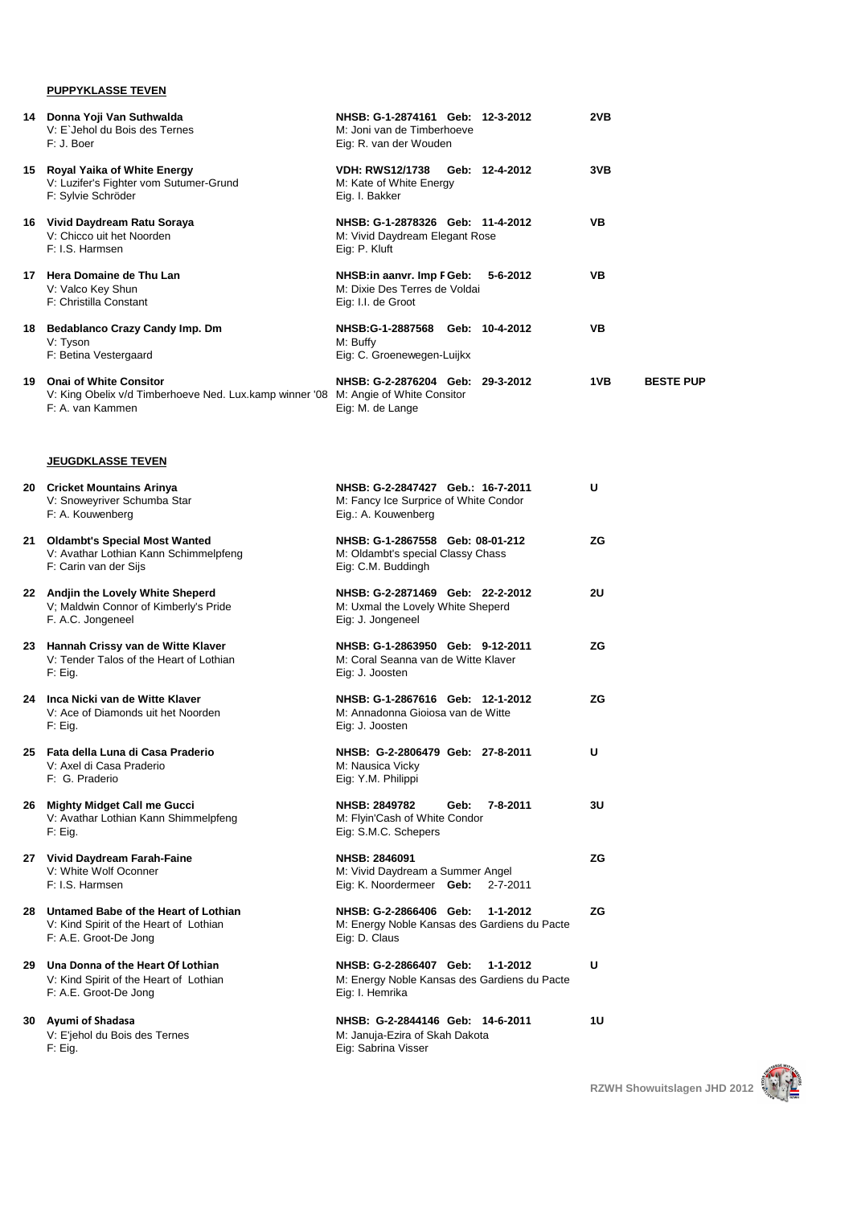#### **PUPPYKLASSE TEVEN**

**14 Donna Yoji Van Suthwalda**
V: E`Jehol du Bois des Ternes
F: J. Boer

**NHSB: G-1-2874161 Geb: 12-3-2012**
M: Joni van de Timberhoeve
Eig: R. van der Wouden

**2VB**

**15 Royal Yaika of White Energy**
V: Luzifer's Fighter vom Sutumer-Grund
F: Sylvie Schröder

**VDH: RWS12/1738 Geb: 12-4-2012**
M: Kate of White Energy
Eig. I. Bakker

**3VB**

**16 Vivid Daydream Ratu Soraya**
V: Chicco uit het Noorden
F: I.S. Harmsen

**NHSB: G-1-2878326 Geb: 11-4-2012**
M: Vivid Daydream Elegant Rose
Eig: P. Kluft

**VB**

**17 Hera Domaine de Thu Lan**
V: Valco Key Shun
F: Christilla Constant

**NHSB:in aanvr. Imp F Geb: 5-6-2012**
M: Dixie Des Terres de Voldai
Eig: I.I. de Groot

**VB**

**18 Bedablanco Crazy Candy Imp. Dm**
V: Tyson
F: Betina Vestergaard

**NHSB:G-1-2887568 Geb: 10-4-2012**
M: Buffy
Eig: C. Groenewegen-Luijkx

**VB**

**19 Onai of White Consitor**
V: King Obelix v/d Timberhoeve Ned. Lux.kamp winner '08
F: A. van Kammen

**NHSB: G-2-2876204 Geb: 29-3-2012**
M: Angie of White Consitor
Eig: M. de Lange

**1VB** **BESTE PUP**

#### **JEUGDKLASSE TEVEN**

**20 Cricket Mountains Arinya**
V: Snoweyriver Schumba Star
F: A. Kouwenberg

**NHSB: G-2-2847427 Geb.: 16-7-2011**
M: Fancy Ice Surprice of White Condor
Eig.: A. Kouwenberg

**U**

**21 Oldambt's Special Most Wanted**
V: Avathar Lothian Kann Schimmelpfeng
F: Carin van der Sijs

**NHSB: G-1-2867558 Geb: 08-01-212**
M: Oldambt's special Classy Chass
Eig: C.M. Buddingh

**ZG**

**22 Andjin the Lovely White Sheperd**
V; Maldwin Connor of Kimberly's Pride
F. A.C. Jongeneel

**NHSB: G-2-2871469 Geb: 22-2-2012**
M: Uxmal the Lovely White Sheperd
Eig: J. Jongeneel

**2U**

**23 Hannah Crissy van de Witte Klaver**
V: Tender Talos of the Heart of Lothian
F: Eig.

**NHSB: G-1-2863950 Geb: 9-12-2011**
M: Coral Seanna van de Witte Klaver
Eig: J. Joosten

**ZG**

**24 Inca Nicki van de Witte Klaver**
V: Ace of Diamonds uit het Noorden
F: Eig.

**NHSB: G-1-2867616 Geb: 12-1-2012**
M: Annadonna Gioiosa van de Witte
Eig: J. Joosten

**ZG**

**25 Fata della Luna di Casa Praderio**
V: Axel di Casa Praderio
F: G. Praderio

**NHSB: G-2-2806479 Geb: 27-8-2011**
M: Nausica Vicky
Eig: Y.M. Philippi

**U**

**26 Mighty Midget Call me Gucci**
V: Avathar Lothian Kann Shimmelpfeng
F: Eig.

**NHSB: 2849782 Geb: 7-8-2011**
M: Flyin'Cash of White Condor
Eig: S.M.C. Schepers

**3U**

**27 Vivid Daydream Farah-Faine**
V: White Wolf Oconner
F: I.S. Harmsen

**NHSB: 2846091**
M: Vivid Daydream a Summer Angel
Eig: K. Noordermeer **Geb:** 2-7-2011

**ZG**

**28 Untamed Babe of the Heart of Lothian**
V: Kind Spirit of the Heart of Lothian
F: A.E. Groot-De Jong

**NHSB: G-2-2866406 Geb: 1-1-2012**
M: Energy Noble Kansas des Gardiens du Pacte
Eig: D. Claus

**ZG**

**29 Una Donna of the Heart Of Lothian**
V: Kind Spirit of the Heart of Lothian
F: A.E. Groot-De Jong

**NHSB: G-2-2866407 Geb: 1-1-2012**
M: Energy Noble Kansas des Gardiens du Pacte
Eig: I. Hemrika

**U**

**30 Ayumi of Shadasa**
V: E'jehol du Bois des Ternes
F: Eig.

**NHSB: G-2-2844146 Geb: 14-6-2011**
M: Januja-Ezira of Skah Dakota
Eig: Sabrina Visser

**1U**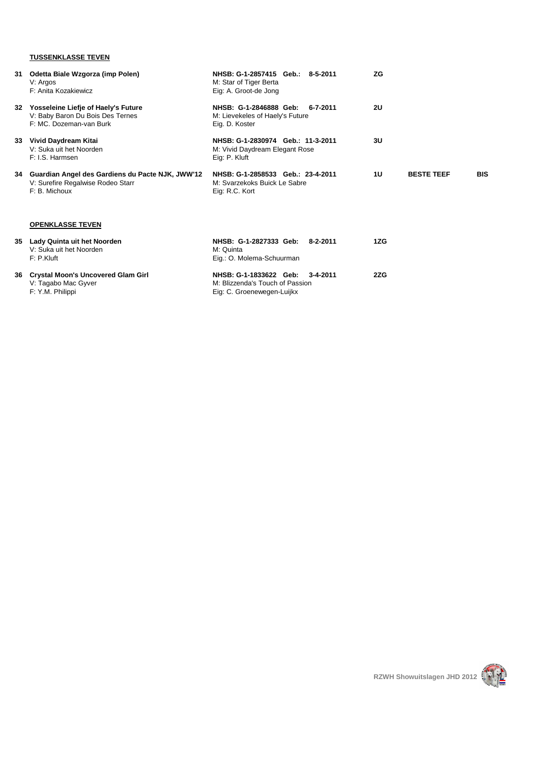**TUSSENKLASSE TEVEN**

| | | | | | |
|---|---|---|---|---|---|
| **31** | **Odetta Biale Wzgorza (imp Polen)**<br>V: Argos<br>F: Anita Kozakiewicz | **NHSB: G-1-2857415 Geb.: 8-5-2011**<br>M: Star of Tiger Berta<br>Eig: A. Groot-de Jong | **ZG** | | |
| **32** | **Yosseleine Liefje of Haely's Future**<br>V: Baby Baron Du Bois Des Ternes<br>F: MC. Dozeman-van Burk | **NHSB: G-1-2846888 Geb: 6-7-2011**<br>M: Lievekeles of Haely's Future<br>Eig. D. Koster | **2U** | | |
| **33** | **Vivid Daydream Kitai**<br>V: Suka uit het Noorden<br>F: I.S. Harmsen | **NHSB: G-1-2830974 Geb.: 11-3-2011**<br>M: Vivid Daydream Elegant Rose<br>Eig: P. Kluft | **3U** | | |
| **34** | **Guardian Angel des Gardiens du Pacte NJK, JWW'12**<br>V: Surefire Regalwise Rodeo Starr<br>F: B. Michoux | **NHSB: G-1-2858533 Geb.: 23-4-2011**<br>M: Svarzekoks Buick Le Sabre<br>Eig: R.C. Kort | **1U** | **BESTE TEEF** | **BIS** |

**OPENKLASSE TEVEN**

| | | | |
|---|---|---|---|
| **35** | **Lady Quinta uit het Noorden**<br>V: Suka uit het Noorden<br>F: P.Kluft | **NHSB: G-1-2827333 Geb: 8-2-2011**<br>M: Quinta<br>Eig.: O. Molema-Schuurman | **1ZG** |
| **36** | **Crystal Moon's Uncovered Glam Girl**<br>V: Tagabo Mac Gyver<br>F: Y.M. Philippi | **NHSB: G-1-1833622 Geb: 3-4-2011**<br>M: Blizzenda's Touch of Passion<br>Eig: C. Groenewegen-Luijkx | **2ZG** |